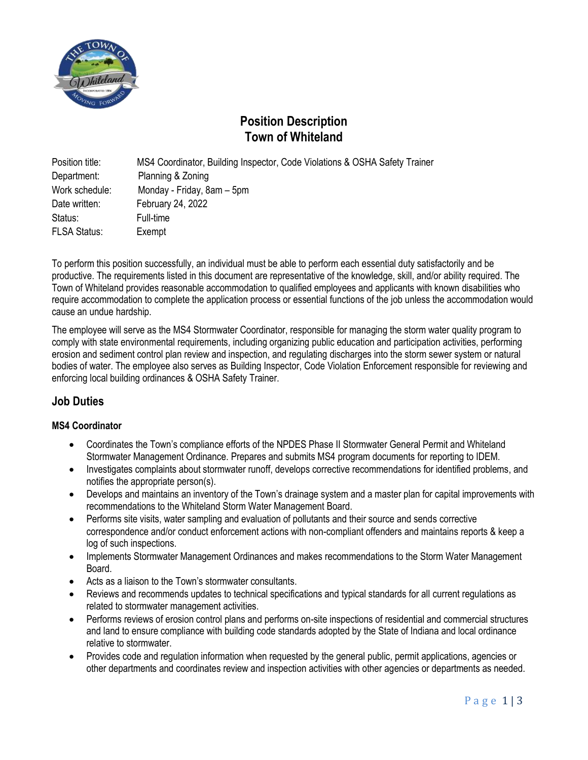# Position Description
# Town of Whiteland

Position title: MS4 Coordinator, Building Inspector, Code Violations & OSHA Safety Trainer
Department: Planning & Zoning
Work schedule: Monday - Friday, 8am – 5pm
Date written: February 24, 2022
Status: Full-time
FLSA Status: Exempt

To perform this position successfully, an individual must be able to perform each essential duty satisfactorily and be productive. The requirements listed in this document are representative of the knowledge, skill, and/or ability required. The Town of Whiteland provides reasonable accommodation to qualified employees and applicants with known disabilities who require accommodation to complete the application process or essential functions of the job unless the accommodation would cause an undue hardship.

The employee will serve as the MS4 Stormwater Coordinator, responsible for managing the storm water quality program to comply with state environmental requirements, including organizing public education and participation activities, performing erosion and sediment control plan review and inspection, and regulating discharges into the storm sewer system or natural bodies of water. The employee also serves as Building Inspector, Code Violation Enforcement responsible for reviewing and enforcing local building ordinances & OSHA Safety Trainer.

## Job Duties

### MS4 Coordinator

- Coordinates the Town's compliance efforts of the NPDES Phase II Stormwater General Permit and Whiteland Stormwater Management Ordinance. Prepares and submits MS4 program documents for reporting to IDEM.
- Investigates complaints about stormwater runoff, develops corrective recommendations for identified problems, and notifies the appropriate person(s).
- Develops and maintains an inventory of the Town's drainage system and a master plan for capital improvements with recommendations to the Whiteland Storm Water Management Board.
- Performs site visits, water sampling and evaluation of pollutants and their source and sends corrective correspondence and/or conduct enforcement actions with non-compliant offenders and maintains reports & keep a log of such inspections.
- Implements Stormwater Management Ordinances and makes recommendations to the Storm Water Management Board.
- Acts as a liaison to the Town's stormwater consultants.
- Reviews and recommends updates to technical specifications and typical standards for all current regulations as related to stormwater management activities.
- Performs reviews of erosion control plans and performs on-site inspections of residential and commercial structures and land to ensure compliance with building code standards adopted by the State of Indiana and local ordinance relative to stormwater.
- Provides code and regulation information when requested by the general public, permit applications, agencies or other departments and coordinates review and inspection activities with other agencies or departments as needed.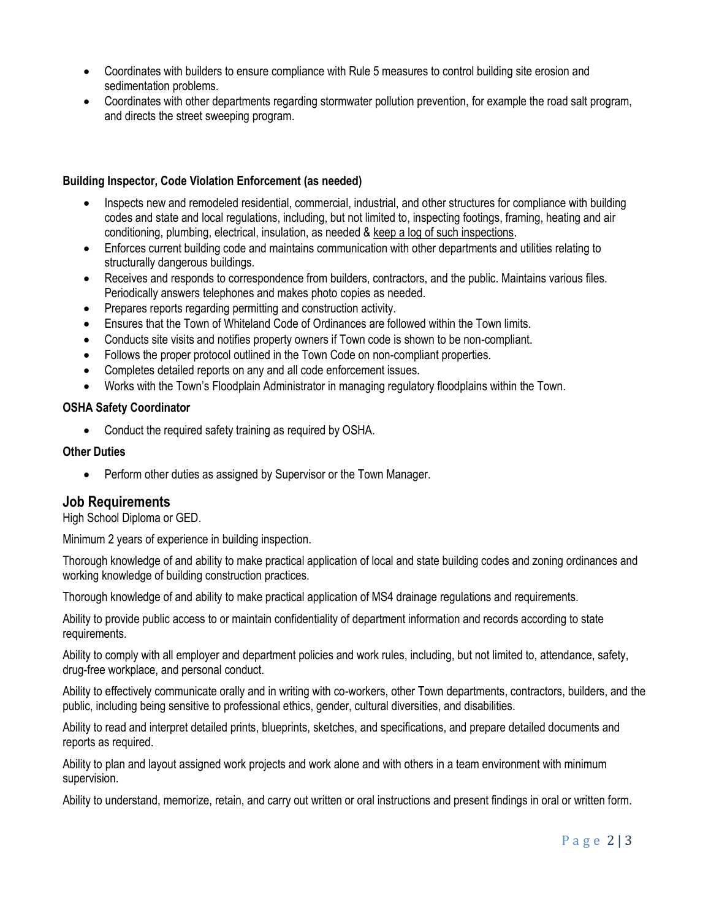- Coordinates with builders to ensure compliance with Rule 5 measures to control building site erosion and sedimentation problems.
- Coordinates with other departments regarding stormwater pollution prevention, for example the road salt program, and directs the street sweeping program.

**Building Inspector, Code Violation Enforcement (as needed)**

- Inspects new and remodeled residential, commercial, industrial, and other structures for compliance with building codes and state and local regulations, including, but not limited to, inspecting footings, framing, heating and air conditioning, plumbing, electrical, insulation, as needed & keep a log of such inspections.
- Enforces current building code and maintains communication with other departments and utilities relating to structurally dangerous buildings.
- Receives and responds to correspondence from builders, contractors, and the public. Maintains various files. Periodically answers telephones and makes photo copies as needed.
- Prepares reports regarding permitting and construction activity.
- Ensures that the Town of Whiteland Code of Ordinances are followed within the Town limits.
- Conducts site visits and notifies property owners if Town code is shown to be non-compliant.
- Follows the proper protocol outlined in the Town Code on non-compliant properties.
- Completes detailed reports on any and all code enforcement issues.
- Works with the Town's Floodplain Administrator in managing regulatory floodplains within the Town.

**OSHA Safety Coordinator**

- Conduct the required safety training as required by OSHA.

**Other Duties**

- Perform other duties as assigned by Supervisor or the Town Manager.

## Job Requirements

High School Diploma or GED.

Minimum 2 years of experience in building inspection.

Thorough knowledge of and ability to make practical application of local and state building codes and zoning ordinances and working knowledge of building construction practices.

Thorough knowledge of and ability to make practical application of MS4 drainage regulations and requirements.

Ability to provide public access to or maintain confidentiality of department information and records according to state requirements.

Ability to comply with all employer and department policies and work rules, including, but not limited to, attendance, safety, drug-free workplace, and personal conduct.

Ability to effectively communicate orally and in writing with co-workers, other Town departments, contractors, builders, and the public, including being sensitive to professional ethics, gender, cultural diversities, and disabilities.

Ability to read and interpret detailed prints, blueprints, sketches, and specifications, and prepare detailed documents and reports as required.

Ability to plan and layout assigned work projects and work alone and with others in a team environment with minimum supervision.

Ability to understand, memorize, retain, and carry out written or oral instructions and present findings in oral or written form.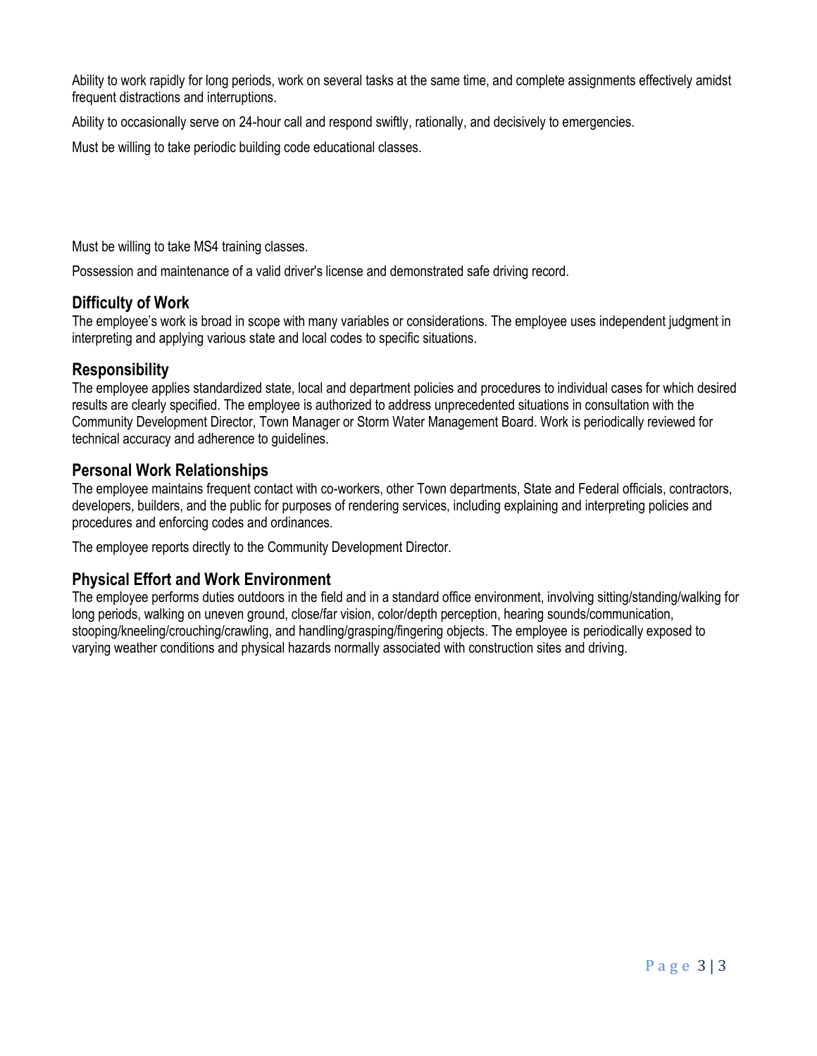Ability to work rapidly for long periods, work on several tasks at the same time, and complete assignments effectively amidst frequent distractions and interruptions.

Ability to occasionally serve on 24-hour call and respond swiftly, rationally, and decisively to emergencies.

Must be willing to take periodic building code educational classes.

Must be willing to take MS4 training classes.

Possession and maintenance of a valid driver's license and demonstrated safe driving record.

## Difficulty of Work

The employee's work is broad in scope with many variables or considerations. The employee uses independent judgment in interpreting and applying various state and local codes to specific situations.

## Responsibility

The employee applies standardized state, local and department policies and procedures to individual cases for which desired results are clearly specified. The employee is authorized to address unprecedented situations in consultation with the Community Development Director, Town Manager or Storm Water Management Board. Work is periodically reviewed for technical accuracy and adherence to guidelines.

## Personal Work Relationships

The employee maintains frequent contact with co-workers, other Town departments, State and Federal officials, contractors, developers, builders, and the public for purposes of rendering services, including explaining and interpreting policies and procedures and enforcing codes and ordinances.

The employee reports directly to the Community Development Director.

## Physical Effort and Work Environment

The employee performs duties outdoors in the field and in a standard office environment, involving sitting/standing/walking for long periods, walking on uneven ground, close/far vision, color/depth perception, hearing sounds/communication, stooping/kneeling/crouching/crawling, and handling/grasping/fingering objects. The employee is periodically exposed to varying weather conditions and physical hazards normally associated with construction sites and driving.